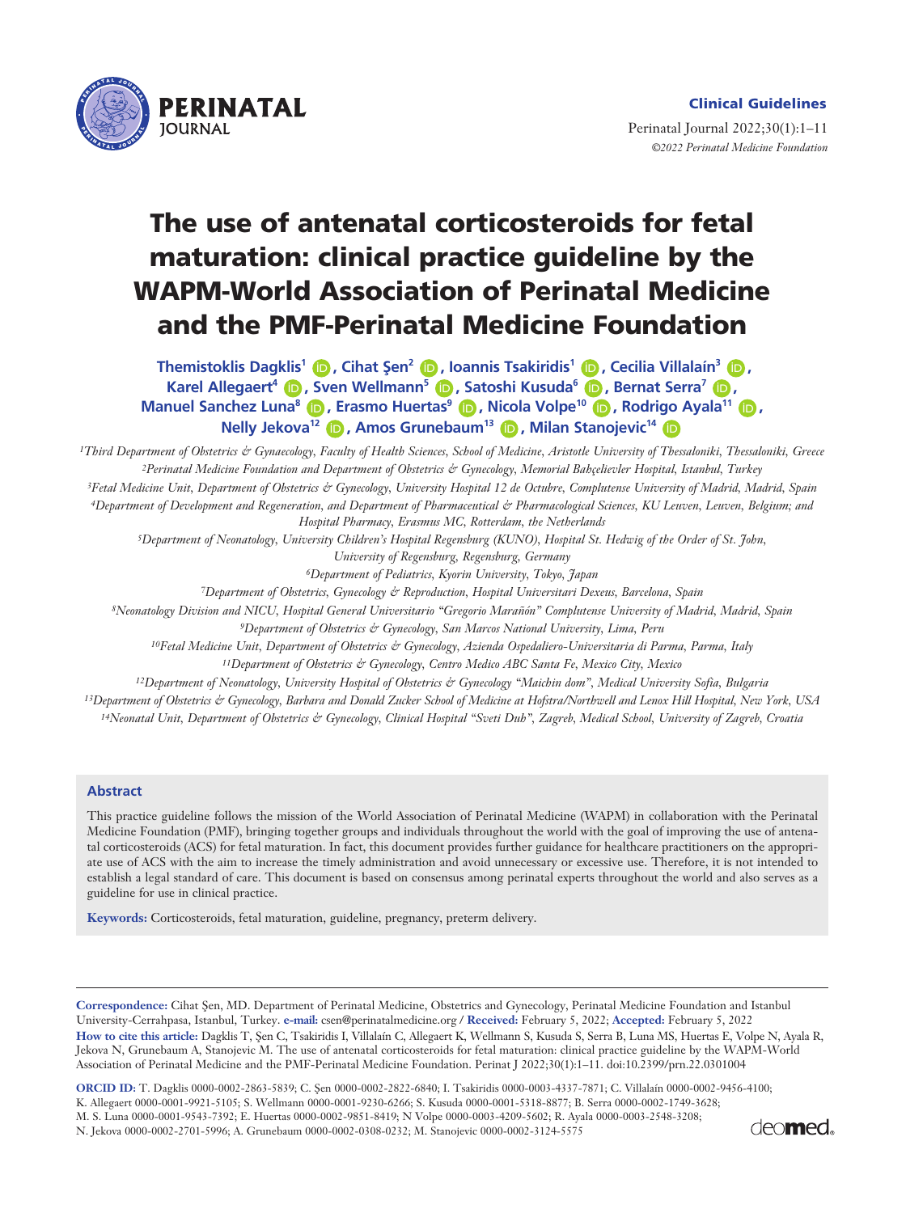Clinical Guidelines

# The use of antenatal corticosteroids for fetal maturation: clinical practice guideline by the WAPM-World Association of Perinatal Medicine and the PMF-Perinatal Medicine Foundation

Themistoklis Dagklis[1], Cihat Şen[2], Ioannis Tsakiridis[1], Cecilia Villalaín[3], Karel Allegaert[4], Sven Wellmann[5], Satoshi Kusuda[6], Bernat Serra[7], Manuel Sanchez Luna[8], Erasmo Huertas[9], Nicola Volpe[10], Rodrigo Ayala[11], Nelly Jekova[12], Amos Grunebaum[13], Milan Stanojevic[14]

[1]*Third Department of Obstetrics & Gynaecology, Faculty of Health Sciences, School of Medicine, Aristotle University of Thessaloniki, Thessaloniki, Greece*
[2]*Perinatal Medicine Foundation and Department of Obstetrics & Gynecology, Memorial Bahçelievler Hospital, Istanbul, Turkey*
[3]*Fetal Medicine Unit, Department of Obstetrics & Gynecology, University Hospital 12 de Octubre, Complutense University of Madrid, Madrid, Spain*
[4]*Department of Development and Regeneration, and Department of Pharmaceutical & Pharmacological Sciences, KU Leuven, Leuven, Belgium; and Hospital Pharmacy, Erasmus MC, Rotterdam, the Netherlands*
[5]*Department of Neonatology, University Children's Hospital Regensburg (KUNO), Hospital St. Hedwig of the Order of St. John, University of Regensburg, Regensburg, Germany*
[6]*Department of Pediatrics, Kyorin University, Tokyo, Japan*
[7]*Department of Obstetrics, Gynecology & Reproduction, Hospital Universitari Dexeus, Barcelona, Spain*
[8]*Neonatology Division and NICU, Hospital General Universitario "Gregorio Marañón" Complutense University of Madrid, Madrid, Spain*
[9]*Department of Obstetrics & Gynecology, San Marcos National University, Lima, Peru*
[10]*Fetal Medicine Unit, Department of Obstetrics & Gynecology, Azienda Ospedaliero-Universitaria di Parma, Parma, Italy*
[11]*Department of Obstetrics & Gynecology, Centro Medico ABC Santa Fe, Mexico City, Mexico*
[12]*Department of Neonatology, University Hospital of Obstetrics & Gynecology "Maichin dom", Medical University Sofia, Bulgaria*
[13]*Department of Obstetrics & Gynecology, Barbara and Donald Zucker School of Medicine at Hofstra/Northwell and Lenox Hill Hospital, New York, USA*
[14]*Neonatal Unit, Department of Obstetrics & Gynecology, Clinical Hospital "Sveti Duh", Zagreb, Medical School, University of Zagreb, Croatia*

## Abstract

This practice guideline follows the mission of the World Association of Perinatal Medicine (WAPM) in collaboration with the Perinatal Medicine Foundation (PMF), bringing together groups and individuals throughout the world with the goal of improving the use of antenatal corticosteroids (ACS) for fetal maturation. In fact, this document provides further guidance for healthcare practitioners on the appropriate use of ACS with the aim to increase the timely administration and avoid unnecessary or excessive use. Therefore, it is not intended to establish a legal standard of care. This document is based on consensus among perinatal experts throughout the world and also serves as a guideline for use in clinical practice.

**Keywords:** Corticosteroids, fetal maturation, guideline, pregnancy, preterm delivery.

---

**Correspondence:** Cihat Şen, MD. Department of Perinatal Medicine, Obstetrics and Gynecology, Perinatal Medicine Foundation and Istanbul University-Cerrahpasa, Istanbul, Turkey. **e-mail:** csen@perinatalmedicine.org / **Received:** February 5, 2022; **Accepted:** February 5, 2022

**How to cite this article:** Dagklis T, Şen C, Tsakiridis I, Villalaín C, Allegaert K, Wellmann S, Kusuda S, Serra B, Luna MS, Huertas E, Volpe N, Ayala R, Jekova N, Grunebaum A, Stanojevic M. The use of antenatal corticosteroids for fetal maturation: clinical practice guideline by the WAPM-World Association of Perinatal Medicine and the PMF-Perinatal Medicine Foundation. Perinat J 2022;30(1):1–11. doi:10.2399/prn.22.0301004

**ORCID ID:** T. Dagklis 0000-0002-2863-5839; C. Şen 0000-0002-2822-6840; I. Tsakiridis 0000-0003-4337-7871; C. Villalaín 0000-0002-9456-4100; K. Allegaert 0000-0001-9921-5105; S. Wellmann 0000-0001-9230-6266; S. Kusuda 0000-0001-5318-8877; B. Serra 0000-0002-1749-3628; M. S. Luna 0000-0001-9543-7392; E. Huertas 0000-0002-9851-8419; N Volpe 0000-0003-4209-5602; R. Ayala 0000-0003-2548-3208; N. Jekova 0000-0002-2701-5996; A. Grunebaum 0000-0002-0308-0232; M. Stanojevic 0000-0002-3124-5575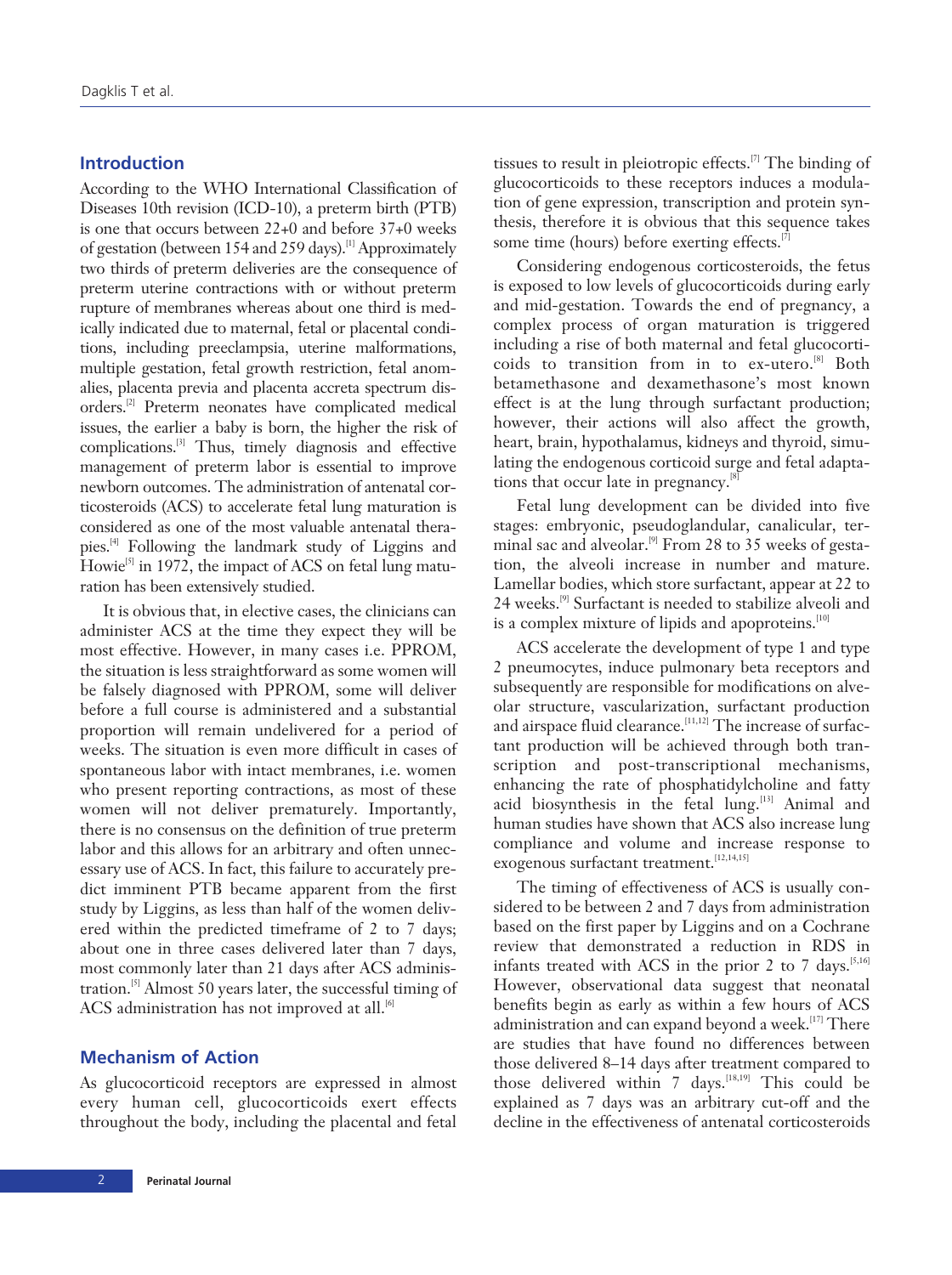## Introduction

According to the WHO International Classification of Diseases 10th revision (ICD-10), a preterm birth (PTB) is one that occurs between 22+0 and before 37+0 weeks of gestation (between 154 and 259 days).[1] Approximately two thirds of preterm deliveries are the consequence of preterm uterine contractions with or without preterm rupture of membranes whereas about one third is medically indicated due to maternal, fetal or placental conditions, including preeclampsia, uterine malformations, multiple gestation, fetal growth restriction, fetal anomalies, placenta previa and placenta accreta spectrum disorders.[2] Preterm neonates have complicated medical issues, the earlier a baby is born, the higher the risk of complications.[3] Thus, timely diagnosis and effective management of preterm labor is essential to improve newborn outcomes. The administration of antenatal corticosteroids (ACS) to accelerate fetal lung maturation is considered as one of the most valuable antenatal therapies.[4] Following the landmark study of Liggins and Howie[5] in 1972, the impact of ACS on fetal lung maturation has been extensively studied.

It is obvious that, in elective cases, the clinicians can administer ACS at the time they expect they will be most effective. However, in many cases i.e. PPROM, the situation is less straightforward as some women will be falsely diagnosed with PPROM, some will deliver before a full course is administered and a substantial proportion will remain undelivered for a period of weeks. The situation is even more difficult in cases of spontaneous labor with intact membranes, i.e. women who present reporting contractions, as most of these women will not deliver prematurely. Importantly, there is no consensus on the definition of true preterm labor and this allows for an arbitrary and often unnecessary use of ACS. In fact, this failure to accurately predict imminent PTB became apparent from the first study by Liggins, as less than half of the women delivered within the predicted timeframe of 2 to 7 days; about one in three cases delivered later than 7 days, most commonly later than 21 days after ACS administration.[5] Almost 50 years later, the successful timing of ACS administration has not improved at all.[6]

## Mechanism of Action

As glucocorticoid receptors are expressed in almost every human cell, glucocorticoids exert effects throughout the body, including the placental and fetal tissues to result in pleiotropic effects.[7] The binding of glucocorticoids to these receptors induces a modulation of gene expression, transcription and protein synthesis, therefore it is obvious that this sequence takes some time (hours) before exerting effects.[7]

Considering endogenous corticosteroids, the fetus is exposed to low levels of glucocorticoids during early and mid-gestation. Towards the end of pregnancy, a complex process of organ maturation is triggered including a rise of both maternal and fetal glucocorticoids to transition from in to ex-utero.[8] Both betamethasone and dexamethasone's most known effect is at the lung through surfactant production; however, their actions will also affect the growth, heart, brain, hypothalamus, kidneys and thyroid, simulating the endogenous corticoid surge and fetal adaptations that occur late in pregnancy.[8]

Fetal lung development can be divided into five stages: embryonic, pseudoglandular, canalicular, terminal sac and alveolar.[9] From 28 to 35 weeks of gestation, the alveoli increase in number and mature. Lamellar bodies, which store surfactant, appear at 22 to 24 weeks.[9] Surfactant is needed to stabilize alveoli and is a complex mixture of lipids and apoproteins.[10]

ACS accelerate the development of type 1 and type 2 pneumocytes, induce pulmonary beta receptors and subsequently are responsible for modifications on alveolar structure, vascularization, surfactant production and airspace fluid clearance.[11,12] The increase of surfactant production will be achieved through both transcription and post-transcriptional mechanisms, enhancing the rate of phosphatidylcholine and fatty acid biosynthesis in the fetal lung.[13] Animal and human studies have shown that ACS also increase lung compliance and volume and increase response to exogenous surfactant treatment.[12,14,15]

The timing of effectiveness of ACS is usually considered to be between 2 and 7 days from administration based on the first paper by Liggins and on a Cochrane review that demonstrated a reduction in RDS in infants treated with ACS in the prior 2 to 7 days.[5,16] However, observational data suggest that neonatal benefits begin as early as within a few hours of ACS administration and can expand beyond a week.[17] There are studies that have found no differences between those delivered 8–14 days after treatment compared to those delivered within 7 days.[18,19] This could be explained as 7 days was an arbitrary cut-off and the decline in the effectiveness of antenatal corticosteroids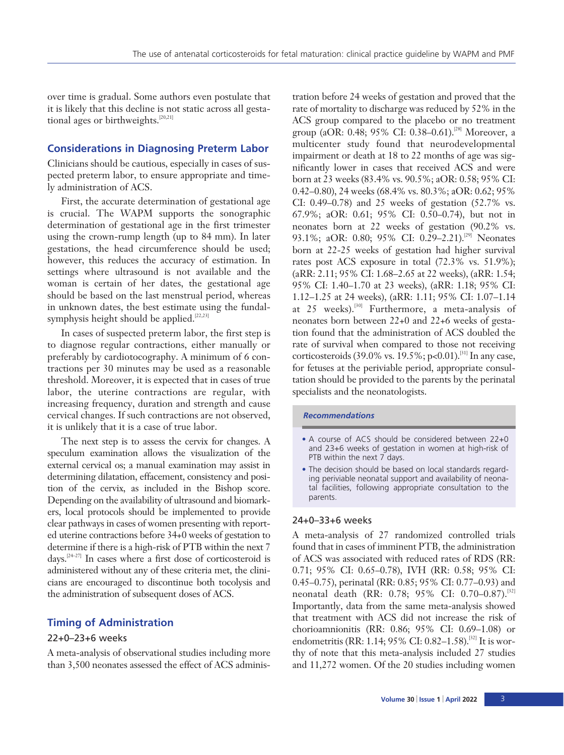over time is gradual. Some authors even postulate that it is likely that this decline is not static across all gestational ages or birthweights.[20,21]

## Considerations in Diagnosing Preterm Labor

Clinicians should be cautious, especially in cases of suspected preterm labor, to ensure appropriate and timely administration of ACS.

First, the accurate determination of gestational age is crucial. The WAPM supports the sonographic determination of gestational age in the first trimester using the crown-rump length (up to 84 mm). In later gestations, the head circumference should be used; however, this reduces the accuracy of estimation. In settings where ultrasound is not available and the woman is certain of her dates, the gestational age should be based on the last menstrual period, whereas in unknown dates, the best estimate using the fundal-symphysis height should be applied.[22,23]

In cases of suspected preterm labor, the first step is to diagnose regular contractions, either manually or preferably by cardiotocography. A minimum of 6 contractions per 30 minutes may be used as a reasonable threshold. Moreover, it is expected that in cases of true labor, the uterine contractions are regular, with increasing frequency, duration and strength and cause cervical changes. If such contractions are not observed, it is unlikely that it is a case of true labor.

The next step is to assess the cervix for changes. A speculum examination allows the visualization of the external cervical os; a manual examination may assist in determining dilatation, effacement, consistency and position of the cervix, as included in the Bishop score. Depending on the availability of ultrasound and biomarkers, local protocols should be implemented to provide clear pathways in cases of women presenting with reported uterine contractions before 34+0 weeks of gestation to determine if there is a high-risk of PTB within the next 7 days.[24-27] In cases where a first dose of corticosteroid is administered without any of these criteria met, the clinicians are encouraged to discontinue both tocolysis and the administration of subsequent doses of ACS.

## Timing of Administration

### 22+0–23+6 weeks

A meta-analysis of observational studies including more than 3,500 neonates assessed the effect of ACS administration before 24 weeks of gestation and proved that the rate of mortality to discharge was reduced by 52% in the ACS group compared to the placebo or no treatment group (aOR: 0.48; 95% CI: 0.38–0.61).[28] Moreover, a multicenter study found that neurodevelopmental impairment or death at 18 to 22 months of age was significantly lower in cases that received ACS and were born at 23 weeks (83.4% vs. 90.5%; aOR: 0.58; 95% CI: 0.42–0.80), 24 weeks (68.4% vs. 80.3%; aOR: 0.62; 95% CI: 0.49–0.78) and 25 weeks of gestation (52.7% vs. 67.9%; aOR: 0.61; 95% CI: 0.50–0.74), but not in neonates born at 22 weeks of gestation (90.2% vs. 93.1%; aOR: 0.80; 95% CI: 0.29–2.21).[29] Neonates born at 22-25 weeks of gestation had higher survival rates post ACS exposure in total (72.3% vs. 51.9%); (aRR: 2.11; 95% CI: 1.68–2.65 at 22 weeks), (aRR: 1.54; 95% CI: 1.40–1.70 at 23 weeks), (aRR: 1.18; 95% CI: 1.12–1.25 at 24 weeks), (aRR: 1.11; 95% CI: 1.07–1.14 at 25 weeks).[30] Furthermore, a meta-analysis of neonates born between 22+0 and 22+6 weeks of gestation found that the administration of ACS doubled the rate of survival when compared to those not receiving corticosteroids (39.0% vs. 19.5%; $p<0.01$).[31] In any case, for fetuses at the periviable period, appropriate consultation should be provided to the parents by the perinatal specialists and the neonatologists.

> ***Recommendations***
>
> - A course of ACS should be considered between 22+0 and 23+6 weeks of gestation in women at high-risk of PTB within the next 7 days.
> - The decision should be based on local standards regarding periviable neonatal support and availability of neonatal facilities, following appropriate consultation to the parents.

### 24+0–33+6 weeks

A meta-analysis of 27 randomized controlled trials found that in cases of imminent PTB, the administration of ACS was associated with reduced rates of RDS (RR: 0.71; 95% CI: 0.65–0.78), IVH (RR: 0.58; 95% CI: 0.45–0.75), perinatal (RR: 0.85; 95% CI: 0.77–0.93) and neonatal death (RR: 0.78; 95% CI: 0.70–0.87).[32] Importantly, data from the same meta-analysis showed that treatment with ACS did not increase the risk of chorioamnionitis (RR: 0.86; 95% CI: 0.69–1.08) or endometritis (RR: 1.14; 95% CI: 0.82–1.58).[32] It is worthy of note that this meta-analysis included 27 studies and 11,272 women. Of the 20 studies including women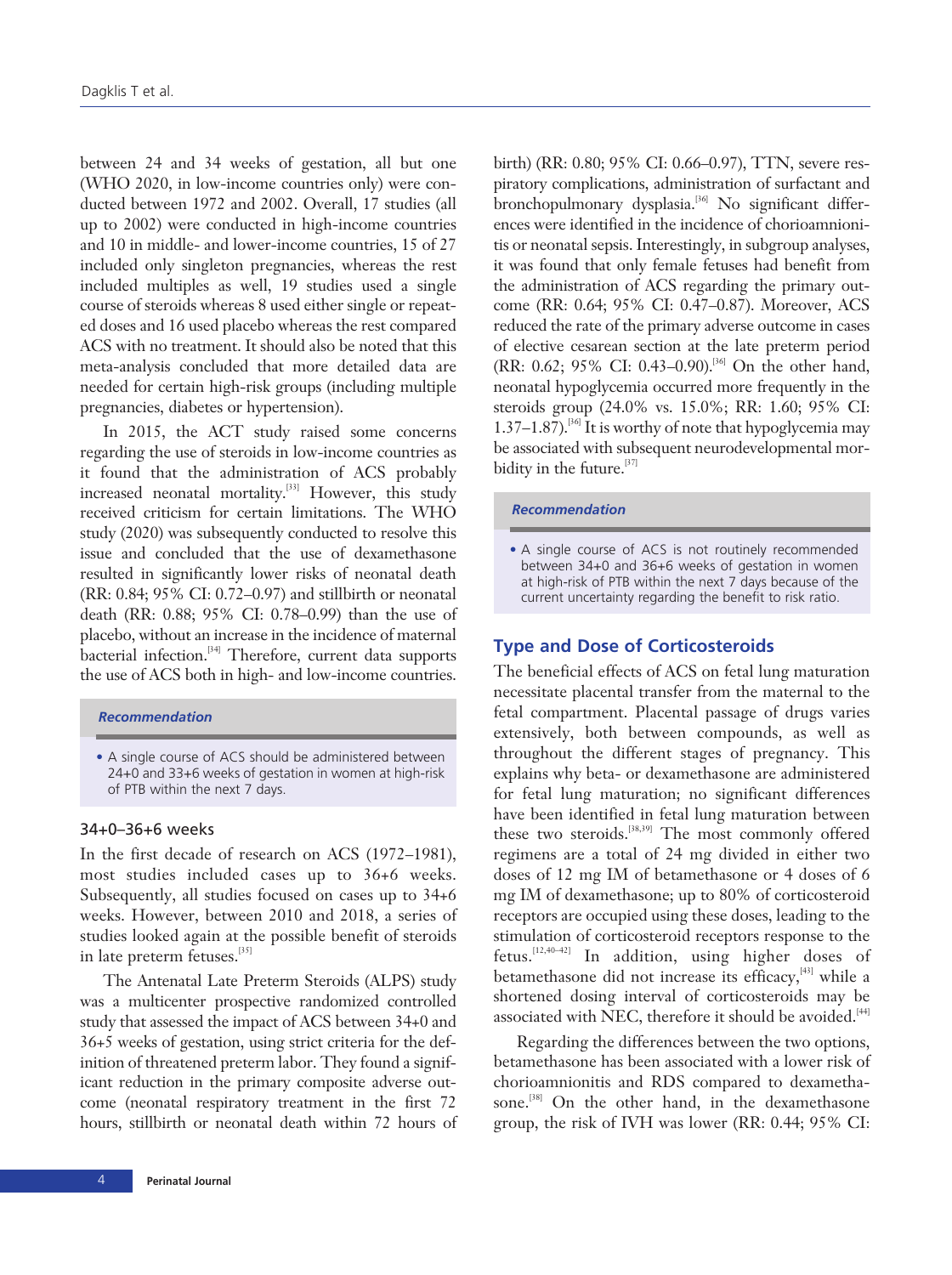between 24 and 34 weeks of gestation, all but one (WHO 2020, in low-income countries only) were conducted between 1972 and 2002. Overall, 17 studies (all up to 2002) were conducted in high-income countries and 10 in middle- and lower-income countries, 15 of 27 included only singleton pregnancies, whereas the rest included multiples as well, 19 studies used a single course of steroids whereas 8 used either single or repeated doses and 16 used placebo whereas the rest compared ACS with no treatment. It should also be noted that this meta-analysis concluded that more detailed data are needed for certain high-risk groups (including multiple pregnancies, diabetes or hypertension).

In 2015, the ACT study raised some concerns regarding the use of steroids in low-income countries as it found that the administration of ACS probably increased neonatal mortality.[33] However, this study received criticism for certain limitations. The WHO study (2020) was subsequently conducted to resolve this issue and concluded that the use of dexamethasone resulted in significantly lower risks of neonatal death (RR: 0.84; 95% CI: 0.72–0.97) and stillbirth or neonatal death (RR: 0.88; 95% CI: 0.78–0.99) than the use of placebo, without an increase in the incidence of maternal bacterial infection.[34] Therefore, current data supports the use of ACS both in high- and low-income countries.

> ***Recommendation***
>
> - A single course of ACS should be administered between 24+0 and 33+6 weeks of gestation in women at high-risk of PTB within the next 7 days.

### 34+0–36+6 weeks

In the first decade of research on ACS (1972–1981), most studies included cases up to 36+6 weeks. Subsequently, all studies focused on cases up to 34+6 weeks. However, between 2010 and 2018, a series of studies looked again at the possible benefit of steroids in late preterm fetuses.[35]

The Antenatal Late Preterm Steroids (ALPS) study was a multicenter prospective randomized controlled study that assessed the impact of ACS between 34+0 and 36+5 weeks of gestation, using strict criteria for the definition of threatened preterm labor. They found a significant reduction in the primary composite adverse outcome (neonatal respiratory treatment in the first 72 hours, stillbirth or neonatal death within 72 hours of birth) (RR: 0.80; 95% CI: 0.66–0.97), TTN, severe respiratory complications, administration of surfactant and bronchopulmonary dysplasia.[36] No significant differences were identified in the incidence of chorioamnionitis or neonatal sepsis. Interestingly, in subgroup analyses, it was found that only female fetuses had benefit from the administration of ACS regarding the primary outcome (RR: 0.64; 95% CI: 0.47–0.87). Moreover, ACS reduced the rate of the primary adverse outcome in cases of elective cesarean section at the late preterm period (RR: 0.62; 95% CI: 0.43–0.90).[36] On the other hand, neonatal hypoglycemia occurred more frequently in the steroids group (24.0% vs. 15.0%; RR: 1.60; 95% CI: 1.37–1.87).[36] It is worthy of note that hypoglycemia may be associated with subsequent neurodevelopmental morbidity in the future.[37]

> ***Recommendation***
>
> - A single course of ACS is not routinely recommended between 34+0 and 36+6 weeks of gestation in women at high-risk of PTB within the next 7 days because of the current uncertainty regarding the benefit to risk ratio.

## Type and Dose of Corticosteroids

The beneficial effects of ACS on fetal lung maturation necessitate placental transfer from the maternal to the fetal compartment. Placental passage of drugs varies extensively, both between compounds, as well as throughout the different stages of pregnancy. This explains why beta- or dexamethasone are administered for fetal lung maturation; no significant differences have been identified in fetal lung maturation between these two steroids.[38,39] The most commonly offered regimens are a total of 24 mg divided in either two doses of 12 mg IM of betamethasone or 4 doses of 6 mg IM of dexamethasone; up to 80% of corticosteroid receptors are occupied using these doses, leading to the stimulation of corticosteroid receptors response to the fetus.[12,40–42] In addition, using higher doses of betamethasone did not increase its efficacy,[43] while a shortened dosing interval of corticosteroids may be associated with NEC, therefore it should be avoided.[44]

Regarding the differences between the two options, betamethasone has been associated with a lower risk of chorioamnionitis and RDS compared to dexamethasone.[38] On the other hand, in the dexamethasone group, the risk of IVH was lower (RR: 0.44; 95% CI: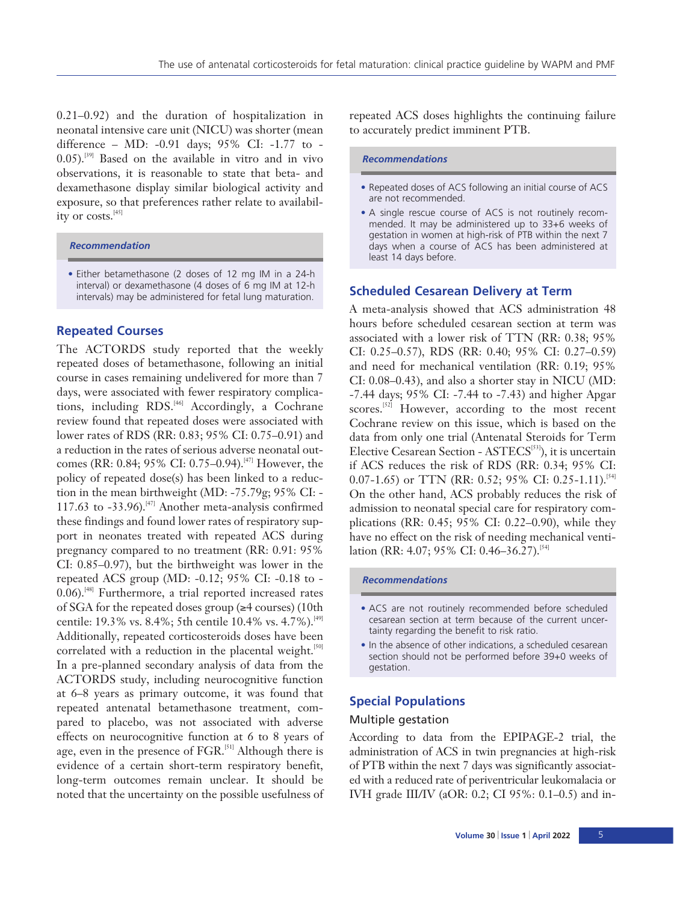0.21–0.92) and the duration of hospitalization in neonatal intensive care unit (NICU) was shorter (mean difference – MD: -0.91 days; 95% CI: -1.77 to -0.05).[39] Based on the available in vitro and in vivo observations, it is reasonable to state that beta- and dexamethasone display similar biological activity and exposure, so that preferences rather relate to availability or costs.[45]

> ***Recommendation***
>
> - Either betamethasone (2 doses of 12 mg IM in a 24-h interval) or dexamethasone (4 doses of 6 mg IM at 12-h intervals) may be administered for fetal lung maturation.

## Repeated Courses

The ACTORDS study reported that the weekly repeated doses of betamethasone, following an initial course in cases remaining undelivered for more than 7 days, were associated with fewer respiratory complications, including RDS.[46] Accordingly, a Cochrane review found that repeated doses were associated with lower rates of RDS (RR: 0.83; 95% CI: 0.75–0.91) and a reduction in the rates of serious adverse neonatal outcomes (RR: 0.84; 95% CI: 0.75–0.94).[47] However, the policy of repeated dose(s) has been linked to a reduction in the mean birthweight (MD: -75.79g; 95% CI: -117.63 to -33.96).[47] Another meta-analysis confirmed these findings and found lower rates of respiratory support in neonates treated with repeated ACS during pregnancy compared to no treatment (RR: 0.91: 95% CI: 0.85–0.97), but the birthweight was lower in the repeated ACS group (MD: -0.12; 95% CI: -0.18 to -0.06).[48] Furthermore, a trial reported increased rates of SGA for the repeated doses group (≥4 courses) (10th centile: 19.3% vs. 8.4%; 5th centile 10.4% vs. 4.7%).[49] Additionally, repeated corticosteroids doses have been correlated with a reduction in the placental weight.[50] In a pre-planned secondary analysis of data from the ACTORDS study, including neurocognitive function at 6–8 years as primary outcome, it was found that repeated antenatal betamethasone treatment, compared to placebo, was not associated with adverse effects on neurocognitive function at 6 to 8 years of age, even in the presence of FGR.[51] Although there is evidence of a certain short-term respiratory benefit, long-term outcomes remain unclear. It should be noted that the uncertainty on the possible usefulness of repeated ACS doses highlights the continuing failure to accurately predict imminent PTB.

> ***Recommendations***
>
> - Repeated doses of ACS following an initial course of ACS are not recommended.
> - A single rescue course of ACS is not routinely recommended. It may be administered up to 33+6 weeks of gestation in women at high-risk of PTB within the next 7 days when a course of ACS has been administered at least 14 days before.

## Scheduled Cesarean Delivery at Term

A meta-analysis showed that ACS administration 48 hours before scheduled cesarean section at term was associated with a lower risk of TTN (RR: 0.38; 95% CI: 0.25–0.57), RDS (RR: 0.40; 95% CI: 0.27–0.59) and need for mechanical ventilation (RR: 0.19; 95% CI: 0.08–0.43), and also a shorter stay in NICU (MD: -7.44 days; 95% CI: -7.44 to -7.43) and higher Apgar scores.[52] However, according to the most recent Cochrane review on this issue, which is based on the data from only one trial (Antenatal Steroids for Term Elective Cesarean Section - ASTECS[53]), it is uncertain if ACS reduces the risk of RDS (RR: 0.34; 95% CI: 0.07-1.65) or TTN (RR: 0.52; 95% CI: 0.25-1.11).[54] On the other hand, ACS probably reduces the risk of admission to neonatal special care for respiratory complications (RR: 0.45; 95% CI: 0.22–0.90), while they have no effect on the risk of needing mechanical ventilation (RR: 4.07; 95% CI: 0.46–36.27).[54]

> ***Recommendations***
>
> - ACS are not routinely recommended before scheduled cesarean section at term because of the current uncertainty regarding the benefit to risk ratio.
> - In the absence of other indications, a scheduled cesarean section should not be performed before 39+0 weeks of gestation.

## Special Populations

### Multiple gestation

According to data from the EPIPAGE-2 trial, the administration of ACS in twin pregnancies at high-risk of PTB within the next 7 days was significantly associated with a reduced rate of periventricular leukomalacia or IVH grade III/IV (aOR: 0.2; CI 95%: 0.1–0.5) and in-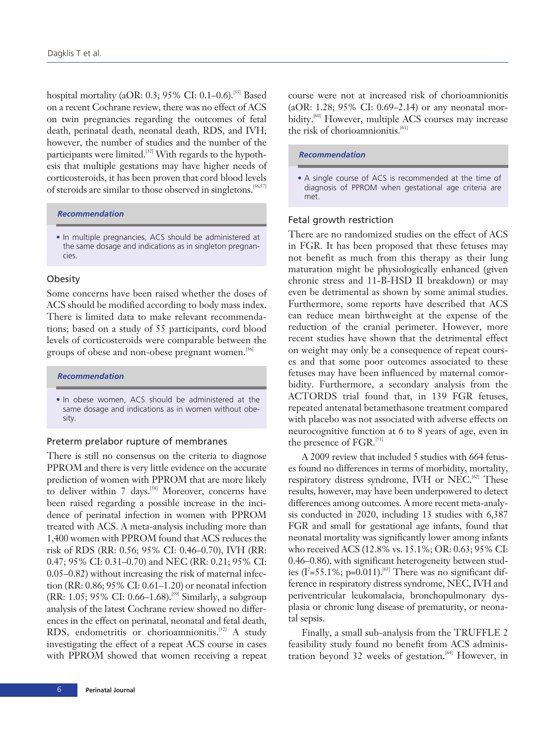hospital mortality (aOR: 0.3; 95% CI: 0.1–0.6).[55] Based on a recent Cochrane review, there was no effect of ACS on twin pregnancies regarding the outcomes of fetal death, perinatal death, neonatal death, RDS, and IVH; however, the number of studies and the number of the participants were limited.[32] With regards to the hypothesis that multiple gestations may have higher needs of corticosteroids, it has been proven that cord blood levels of steroids are similar to those observed in singletons.[56,57]

> ***Recommendation***
>
> - In multiple pregnancies, ACS should be administered at the same dosage and indications as in singleton pregnancies.

### Obesity

Some concerns have been raised whether the doses of ACS should be modified according to body mass index. There is limited data to make relevant recommendations; based on a study of 55 participants, cord blood levels of corticosteroids were comparable between the groups of obese and non-obese pregnant women.[56]

> ***Recommendation***
>
> - In obese women, ACS should be administered at the same dosage and indications as in women without obesity.

### Preterm prelabor rupture of membranes

There is still no consensus on the criteria to diagnose PPROM and there is very little evidence on the accurate prediction of women with PPROM that are more likely to deliver within 7 days.[58] Moreover, concerns have been raised regarding a possible increase in the incidence of perinatal infection in women with PPROM treated with ACS. A meta-analysis including more than 1,400 women with PPROM found that ACS reduces the risk of RDS (RR: 0.56; 95% CI: 0.46–0.70), IVH (RR: 0.47; 95% CI: 0.31–0.70) and NEC (RR: 0.21; 95% CI: 0.05–0.82) without increasing the risk of maternal infection (RR: 0.86; 95% CI: 0.61–1.20) or neonatal infection (RR: 1.05; 95% CI: 0.66–1.68).[59] Similarly, a subgroup analysis of the latest Cochrane review showed no differences in the effect on perinatal, neonatal and fetal death, RDS, endometritis or chorioamnionitis.[32] A study investigating the effect of a repeat ACS course in cases with PPROM showed that women receiving a repeat course were not at increased risk of chorioamnionitis (aOR: 1.28; 95% CI: 0.69–2.14) or any neonatal morbidity.[60] However, multiple ACS courses may increase the risk of chorioamnionitis.[61]

> ***Recommendation***
>
> - A single course of ACS is recommended at the time of diagnosis of PPROM when gestational age criteria are met.

### Fetal growth restriction

There are no randomized studies on the effect of ACS in FGR. It has been proposed that these fetuses may not benefit as much from this therapy as their lung maturation might be physiologically enhanced (given chronic stress and 11-B-HSD II breakdown) or may even be detrimental as shown by some animal studies. Furthermore, some reports have described that ACS can reduce mean birthweight at the expense of the reduction of the cranial perimeter. However, more recent studies have shown that the detrimental effect on weight may only be a consequence of repeat courses and that some poor outcomes associated to these fetuses may have been influenced by maternal comorbidity. Furthermore, a secondary analysis from the ACTORDS trial found that, in 139 FGR fetuses, repeated antenatal betamethasone treatment compared with placebo was not associated with adverse effects on neurocognitive function at 6 to 8 years of age, even in the presence of FGR.[51]

A 2009 review that included 5 studies with 664 fetuses found no differences in terms of morbidity, mortality, respiratory distress syndrome, IVH or NEC.[62] These results, however, may have been underpowered to detect differences among outcomes. A more recent meta-analysis conducted in 2020, including 13 studies with 6,387 FGR and small for gestational age infants, found that neonatal mortality was significantly lower among infants who received ACS (12.8% vs. 15.1%; OR: 0.63; 95% CI: 0.46–0.86), with significant heterogeneity between studies ($I^2$=55.1%; p=0.011).[63] There was no significant difference in respiratory distress syndrome, NEC, IVH and periventricular leukomalacia, bronchopulmonary dysplasia or chronic lung disease of prematurity, or neonatal sepsis.

Finally, a small sub-analysis from the TRUFFLE 2 feasibility study found no benefit from ACS administration beyond 32 weeks of gestation.[64] However, in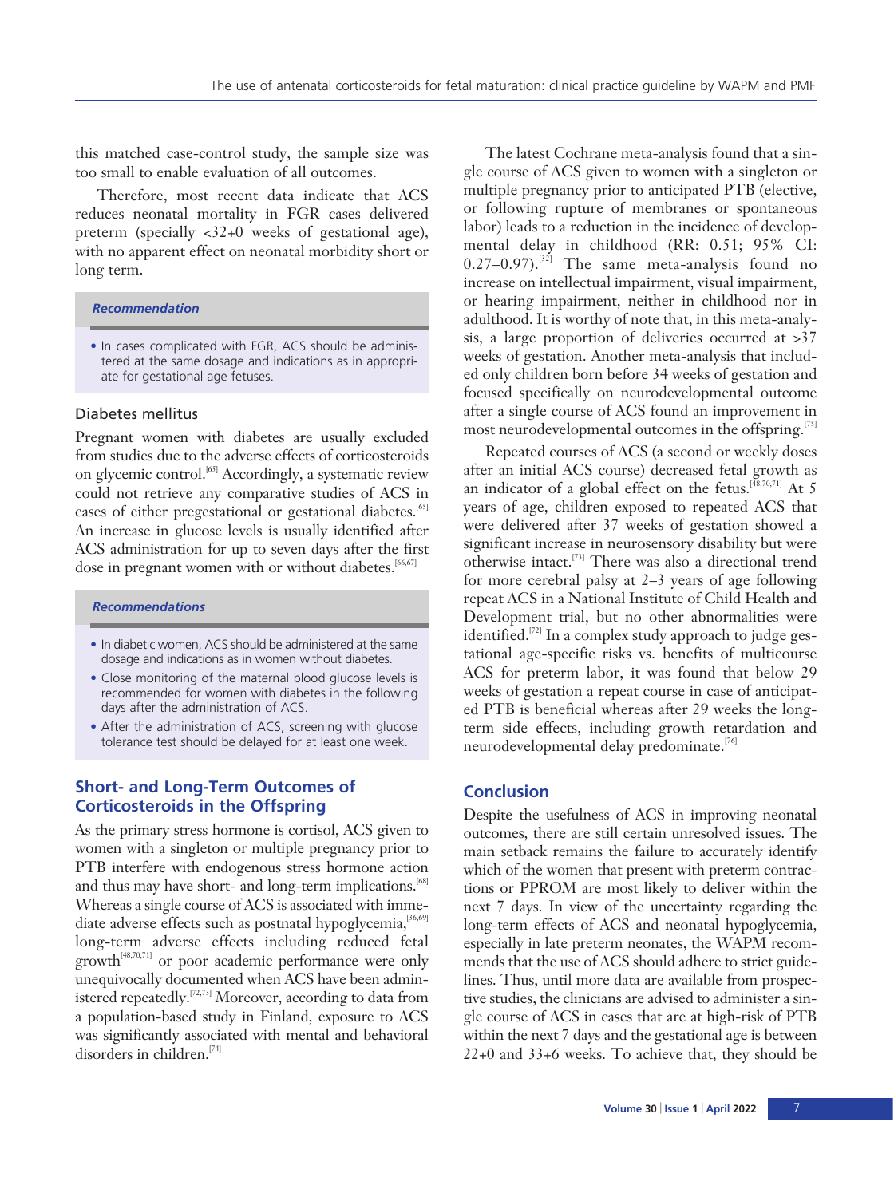this matched case-control study, the sample size was too small to enable evaluation of all outcomes.

Therefore, most recent data indicate that ACS reduces neonatal mortality in FGR cases delivered preterm (specially <32+0 weeks of gestational age), with no apparent effect on neonatal morbidity short or long term.

> ***Recommendation***
>
> - In cases complicated with FGR, ACS should be administered at the same dosage and indications as in appropriate for gestational age fetuses.

### Diabetes mellitus

Pregnant women with diabetes are usually excluded from studies due to the adverse effects of corticosteroids on glycemic control.[65] Accordingly, a systematic review could not retrieve any comparative studies of ACS in cases of either pregestational or gestational diabetes.[65] An increase in glucose levels is usually identified after ACS administration for up to seven days after the first dose in pregnant women with or without diabetes.[66,67]

> ***Recommendations***
>
> - In diabetic women, ACS should be administered at the same dosage and indications as in women without diabetes.
> - Close monitoring of the maternal blood glucose levels is recommended for women with diabetes in the following days after the administration of ACS.
> - After the administration of ACS, screening with glucose tolerance test should be delayed for at least one week.

## Short- and Long-Term Outcomes of Corticosteroids in the Offspring

As the primary stress hormone is cortisol, ACS given to women with a singleton or multiple pregnancy prior to PTB interfere with endogenous stress hormone action and thus may have short- and long-term implications.[68] Whereas a single course of ACS is associated with immediate adverse effects such as postnatal hypoglycemia,[36,69] long-term adverse effects including reduced fetal growth[48,70,71] or poor academic performance were only unequivocally documented when ACS have been administered repeatedly.[72,73] Moreover, according to data from a population-based study in Finland, exposure to ACS was significantly associated with mental and behavioral disorders in children.[74]

The latest Cochrane meta-analysis found that a single course of ACS given to women with a singleton or multiple pregnancy prior to anticipated PTB (elective, or following rupture of membranes or spontaneous labor) leads to a reduction in the incidence of developmental delay in childhood (RR: 0.51; 95% CI: 0.27–0.97).[32] The same meta-analysis found no increase on intellectual impairment, visual impairment, or hearing impairment, neither in childhood nor in adulthood. It is worthy of note that, in this meta-analysis, a large proportion of deliveries occurred at >37 weeks of gestation. Another meta-analysis that included only children born before 34 weeks of gestation and focused specifically on neurodevelopmental outcome after a single course of ACS found an improvement in most neurodevelopmental outcomes in the offspring.[75]

Repeated courses of ACS (a second or weekly doses after an initial ACS course) decreased fetal growth as an indicator of a global effect on the fetus.[48,70,71] At 5 years of age, children exposed to repeated ACS that were delivered after 37 weeks of gestation showed a significant increase in neurosensory disability but were otherwise intact.[73] There was also a directional trend for more cerebral palsy at 2–3 years of age following repeat ACS in a National Institute of Child Health and Development trial, but no other abnormalities were identified.[72] In a complex study approach to judge gestational age-specific risks vs. benefits of multicourse ACS for preterm labor, it was found that below 29 weeks of gestation a repeat course in case of anticipated PTB is beneficial whereas after 29 weeks the long-term side effects, including growth retardation and neurodevelopmental delay predominate.[76]

## Conclusion

Despite the usefulness of ACS in improving neonatal outcomes, there are still certain unresolved issues. The main setback remains the failure to accurately identify which of the women that present with preterm contractions or PPROM are most likely to deliver within the next 7 days. In view of the uncertainty regarding the long-term effects of ACS and neonatal hypoglycemia, especially in late preterm neonates, the WAPM recommends that the use of ACS should adhere to strict guidelines. Thus, until more data are available from prospective studies, the clinicians are advised to administer a single course of ACS in cases that are at high-risk of PTB within the next 7 days and the gestational age is between 22+0 and 33+6 weeks. To achieve that, they should be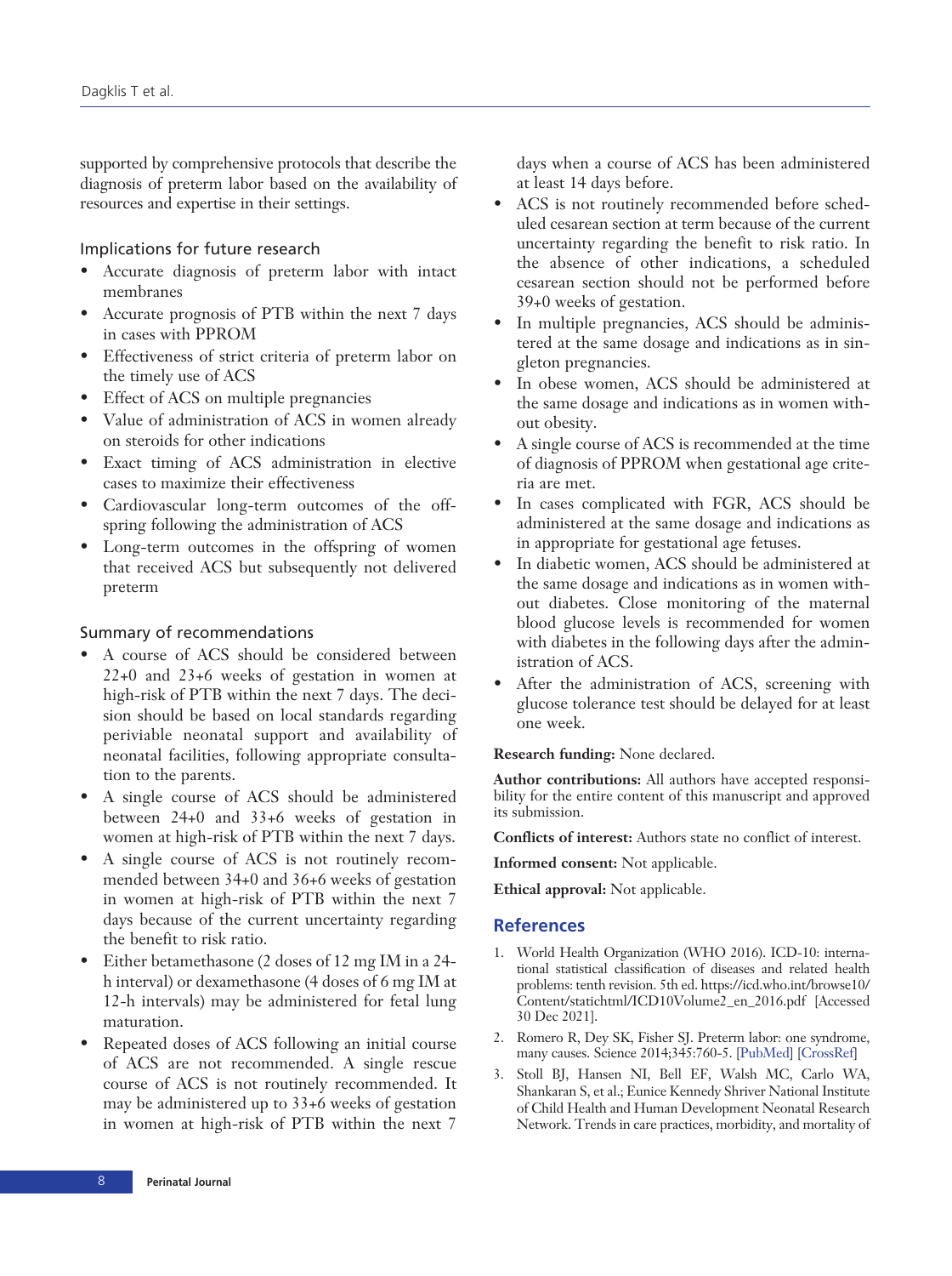supported by comprehensive protocols that describe the diagnosis of preterm labor based on the availability of resources and expertise in their settings.

### Implications for future research

- Accurate diagnosis of preterm labor with intact membranes
- Accurate prognosis of PTB within the next 7 days in cases with PPROM
- Effectiveness of strict criteria of preterm labor on the timely use of ACS
- Effect of ACS on multiple pregnancies
- Value of administration of ACS in women already on steroids for other indications
- Exact timing of ACS administration in elective cases to maximize their effectiveness
- Cardiovascular long-term outcomes of the offspring following the administration of ACS
- Long-term outcomes in the offspring of women that received ACS but subsequently not delivered preterm

### Summary of recommendations

- A course of ACS should be considered between 22+0 and 23+6 weeks of gestation in women at high-risk of PTB within the next 7 days. The decision should be based on local standards regarding periviable neonatal support and availability of neonatal facilities, following appropriate consultation to the parents.
- A single course of ACS should be administered between 24+0 and 33+6 weeks of gestation in women at high-risk of PTB within the next 7 days.
- A single course of ACS is not routinely recommended between 34+0 and 36+6 weeks of gestation in women at high-risk of PTB within the next 7 days because of the current uncertainty regarding the benefit to risk ratio.
- Either betamethasone (2 doses of 12 mg IM in a 24-h interval) or dexamethasone (4 doses of 6 mg IM at 12-h intervals) may be administered for fetal lung maturation.
- Repeated doses of ACS following an initial course of ACS are not recommended. A single rescue course of ACS is not routinely recommended. It may be administered up to 33+6 weeks of gestation in women at high-risk of PTB within the next 7 days when a course of ACS has been administered at least 14 days before.
- ACS is not routinely recommended before scheduled cesarean section at term because of the current uncertainty regarding the benefit to risk ratio. In the absence of other indications, a scheduled cesarean section should not be performed before 39+0 weeks of gestation.
- In multiple pregnancies, ACS should be administered at the same dosage and indications as in singleton pregnancies.
- In obese women, ACS should be administered at the same dosage and indications as in women without obesity.
- A single course of ACS is recommended at the time of diagnosis of PPROM when gestational age criteria are met.
- In cases complicated with FGR, ACS should be administered at the same dosage and indications as in appropriate for gestational age fetuses.
- In diabetic women, ACS should be administered at the same dosage and indications as in women without diabetes. Close monitoring of the maternal blood glucose levels is recommended for women with diabetes in the following days after the administration of ACS.
- After the administration of ACS, screening with glucose tolerance test should be delayed for at least one week.

**Research funding:** None declared.

**Author contributions:** All authors have accepted responsibility for the entire content of this manuscript and approved its submission.

**Conflicts of interest:** Authors state no conflict of interest.

**Informed consent:** Not applicable.

**Ethical approval:** Not applicable.

## References

1. World Health Organization (WHO 2016). ICD-10: international statistical classification of diseases and related health problems: tenth revision. 5th ed. https://icd.who.int/browse10/Content/statichtml/ICD10Volume2_en_2016.pdf [Accessed 30 Dec 2021].
2. Romero R, Dey SK, Fisher SJ. Preterm labor: one syndrome, many causes. Science 2014;345:760-5. [PubMed] [CrossRef]
3. Stoll BJ, Hansen NI, Bell EF, Walsh MC, Carlo WA, Shankaran S, et al.; Eunice Kennedy Shriver National Institute of Child Health and Human Development Neonatal Research Network. Trends in care practices, morbidity, and mortality of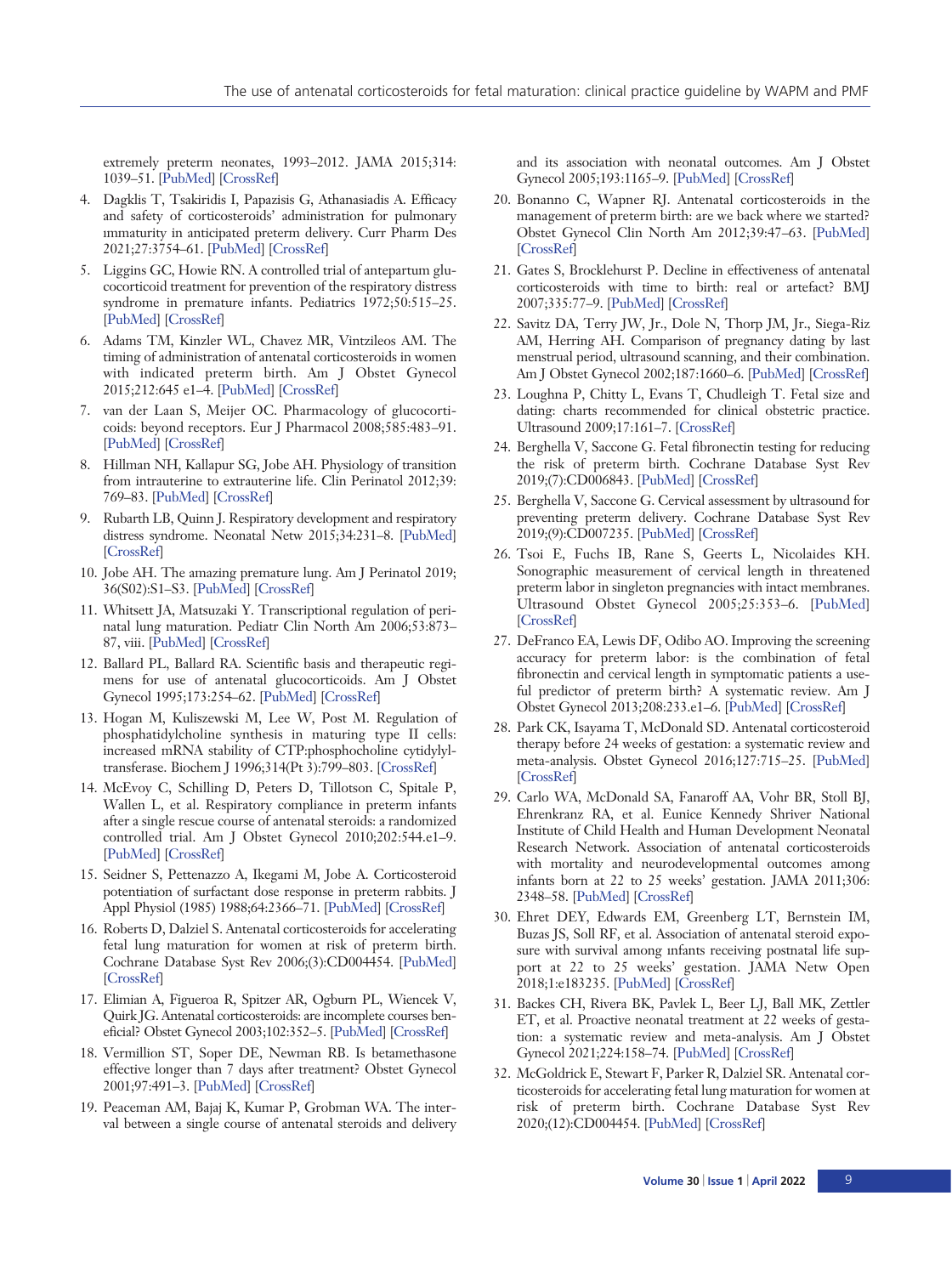extremely preterm neonates, 1993–2012. JAMA 2015;314:1039–51. [PubMed] [CrossRef]

4. Dagklis T, Tsakiridis I, Papazisis G, Athanasiadis A. Efficacy and safety of corticosteroids' administration for pulmonary immaturity in anticipated preterm delivery. Curr Pharm Des 2021;27:3754–61. [PubMed] [CrossRef]
5. Liggins GC, Howie RN. A controlled trial of antepartum glucocorticoid treatment for prevention of the respiratory distress syndrome in premature infants. Pediatrics 1972;50:515–25. [PubMed] [CrossRef]
6. Adams TM, Kinzler WL, Chavez MR, Vintzileos AM. The timing of administration of antenatal corticosteroids in women with indicated preterm birth. Am J Obstet Gynecol 2015;212:645 e1–4. [PubMed] [CrossRef]
7. van der Laan S, Meijer OC. Pharmacology of glucocorticoids: beyond receptors. Eur J Pharmacol 2008;585:483–91. [PubMed] [CrossRef]
8. Hillman NH, Kallapur SG, Jobe AH. Physiology of transition from intrauterine to extrauterine life. Clin Perinatol 2012;39:769–83. [PubMed] [CrossRef]
9. Rubarth LB, Quinn J. Respiratory development and respiratory distress syndrome. Neonatal Netw 2015;34:231–8. [PubMed] [CrossRef]
10. Jobe AH. The amazing premature lung. Am J Perinatol 2019;36(S02):S1–S3. [PubMed] [CrossRef]
11. Whitsett JA, Matsuzaki Y. Transcriptional regulation of perinatal lung maturation. Pediatr Clin North Am 2006;53:873–87, viii. [PubMed] [CrossRef]
12. Ballard PL, Ballard RA. Scientific basis and therapeutic regimens for use of antenatal glucocorticoids. Am J Obstet Gynecol 1995;173:254–62. [PubMed] [CrossRef]
13. Hogan M, Kuliszewski M, Lee W, Post M. Regulation of phosphatidylcholine synthesis in maturing type II cells: increased mRNA stability of CTP:phosphocholine cytidylyltransferase. Biochem J 1996;314(Pt 3):799–803. [CrossRef]
14. McEvoy C, Schilling D, Peters D, Tillotson C, Spitale P, Wallen L, et al. Respiratory compliance in preterm infants after a single rescue course of antenatal steroids: a randomized controlled trial. Am J Obstet Gynecol 2010;202:544.e1–9. [PubMed] [CrossRef]
15. Seidner S, Pettenazzo A, Ikegami M, Jobe A. Corticosteroid potentiation of surfactant dose response in preterm rabbits. J Appl Physiol (1985) 1988;64:2366–71. [PubMed] [CrossRef]
16. Roberts D, Dalziel S. Antenatal corticosteroids for accelerating fetal lung maturation for women at risk of preterm birth. Cochrane Database Syst Rev 2006;(3):CD004454. [PubMed] [CrossRef]
17. Elimian A, Figueroa R, Spitzer AR, Ogburn PL, Wiencek V, Quirk JG. Antenatal corticosteroids: are incomplete courses beneficial? Obstet Gynecol 2003;102:352–5. [PubMed] [CrossRef]
18. Vermillion ST, Soper DE, Newman RB. Is betamethasone effective longer than 7 days after treatment? Obstet Gynecol 2001;97:491–3. [PubMed] [CrossRef]
19. Peaceman AM, Bajaj K, Kumar P, Grobman WA. The interval between a single course of antenatal steroids and delivery and its association with neonatal outcomes. Am J Obstet Gynecol 2005;193:1165–9. [PubMed] [CrossRef]
20. Bonanno C, Wapner RJ. Antenatal corticosteroids in the management of preterm birth: are we back where we started? Obstet Gynecol Clin North Am 2012;39:47–63. [PubMed] [CrossRef]
21. Gates S, Brocklehurst P. Decline in effectiveness of antenatal corticosteroids with time to birth: real or artefact? BMJ 2007;335:77–9. [PubMed] [CrossRef]
22. Savitz DA, Terry JW, Jr., Dole N, Thorp JM, Jr., Siega-Riz AM, Herring AH. Comparison of pregnancy dating by last menstrual period, ultrasound scanning, and their combination. Am J Obstet Gynecol 2002;187:1660–6. [PubMed] [CrossRef]
23. Loughna P, Chitty L, Evans T, Chudleigh T. Fetal size and dating: charts recommended for clinical obstetric practice. Ultrasound 2009;17:161–7. [CrossRef]
24. Berghella V, Saccone G. Fetal fibronectin testing for reducing the risk of preterm birth. Cochrane Database Syst Rev 2019;(7):CD006843. [PubMed] [CrossRef]
25. Berghella V, Saccone G. Cervical assessment by ultrasound for preventing preterm delivery. Cochrane Database Syst Rev 2019;(9):CD007235. [PubMed] [CrossRef]
26. Tsoi E, Fuchs IB, Rane S, Geerts L, Nicolaides KH. Sonographic measurement of cervical length in threatened preterm labor in singleton pregnancies with intact membranes. Ultrasound Obstet Gynecol 2005;25:353–6. [PubMed] [CrossRef]
27. DeFranco EA, Lewis DF, Odibo AO. Improving the screening accuracy for preterm labor: is the combination of fetal fibronectin and cervical length in symptomatic patients a useful predictor of preterm birth? A systematic review. Am J Obstet Gynecol 2013;208:233.e1–6. [PubMed] [CrossRef]
28. Park CK, Isayama T, McDonald SD. Antenatal corticosteroid therapy before 24 weeks of gestation: a systematic review and meta-analysis. Obstet Gynecol 2016;127:715–25. [PubMed] [CrossRef]
29. Carlo WA, McDonald SA, Fanaroff AA, Vohr BR, Stoll BJ, Ehrenkranz RA, et al. Eunice Kennedy Shriver National Institute of Child Health and Human Development Neonatal Research Network. Association of antenatal corticosteroids with mortality and neurodevelopmental outcomes among infants born at 22 to 25 weeks' gestation. JAMA 2011;306:2348–58. [PubMed] [CrossRef]
30. Ehret DEY, Edwards EM, Greenberg LT, Bernstein IM, Buzas JS, Soll RF, et al. Association of antenatal steroid exposure with survival among infants receiving postnatal life support at 22 to 25 weeks' gestation. JAMA Netw Open 2018;1:e183235. [PubMed] [CrossRef]
31. Backes CH, Rivera BK, Pavlek L, Beer LJ, Ball MK, Zettler ET, et al. Proactive neonatal treatment at 22 weeks of gestation: a systematic review and meta-analysis. Am J Obstet Gynecol 2021;224:158–74. [PubMed] [CrossRef]
32. McGoldrick E, Stewart F, Parker R, Dalziel SR. Antenatal corticosteroids for accelerating fetal lung maturation for women at risk of preterm birth. Cochrane Database Syst Rev 2020;(12):CD004454. [PubMed] [CrossRef]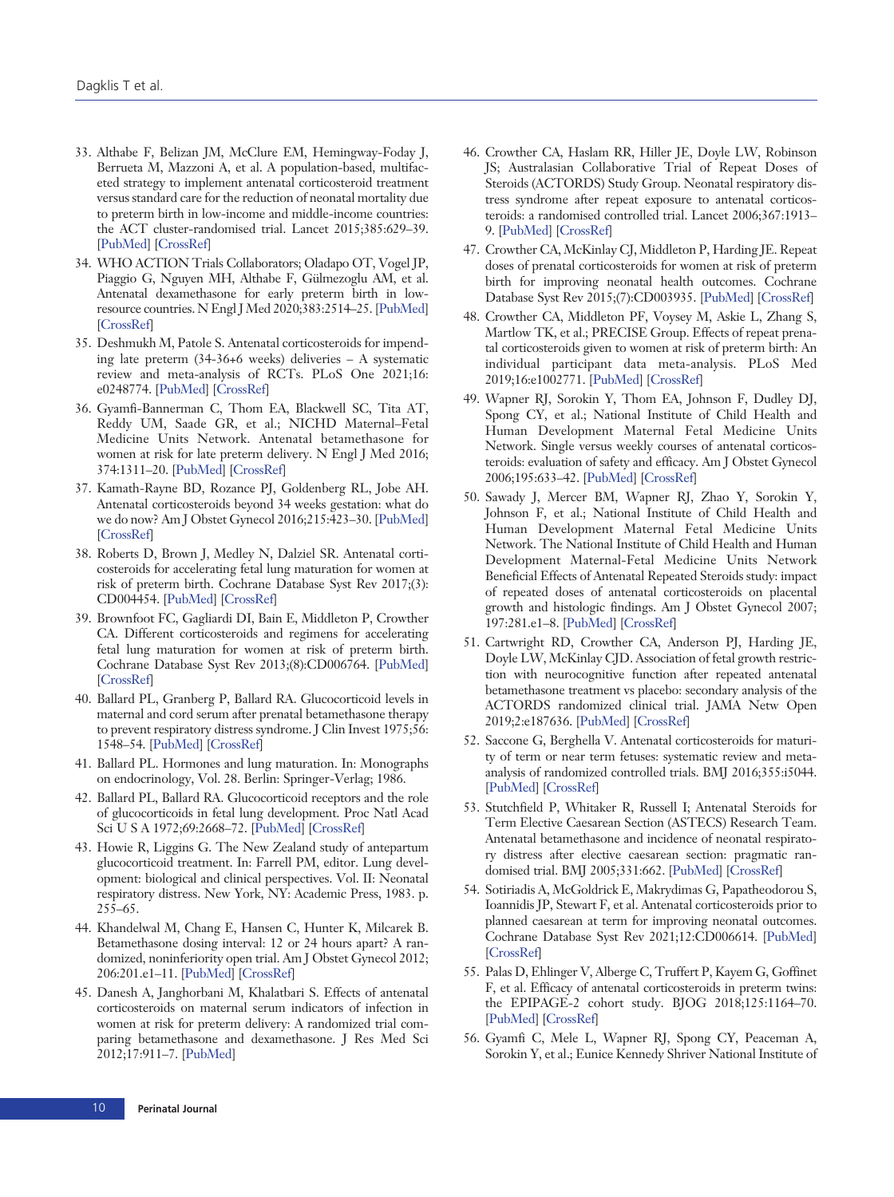33. Althabe F, Belizan JM, McClure EM, Hemingway-Foday J, Berrueta M, Mazzoni A, et al. A population-based, multifaceted strategy to implement antenatal corticosteroid treatment versus standard care for the reduction of neonatal mortality due to preterm birth in low-income and middle-income countries: the ACT cluster-randomised trial. Lancet 2015;385:629–39. [PubMed] [CrossRef]
34. WHO ACTION Trials Collaborators; Oladapo OT, Vogel JP, Piaggio G, Nguyen MH, Althabe F, Gülmezoglu AM, et al. Antenatal dexamethasone for early preterm birth in low-resource countries. N Engl J Med 2020;383:2514–25. [PubMed] [CrossRef]
35. Deshmukh M, Patole S. Antenatal corticosteroids for impending late preterm (34-36+6 weeks) deliveries – A systematic review and meta-analysis of RCTs. PLoS One 2021;16: e0248774. [PubMed] [CrossRef]
36. Gyamfi-Bannerman C, Thom EA, Blackwell SC, Tita AT, Reddy UM, Saade GR, et al.; NICHD Maternal–Fetal Medicine Units Network. Antenatal betamethasone for women at risk for late preterm delivery. N Engl J Med 2016; 374:1311–20. [PubMed] [CrossRef]
37. Kamath-Rayne BD, Rozance PJ, Goldenberg RL, Jobe AH. Antenatal corticosteroids beyond 34 weeks gestation: what do we do now? Am J Obstet Gynecol 2016;215:423–30. [PubMed] [CrossRef]
38. Roberts D, Brown J, Medley N, Dalziel SR. Antenatal corticosteroids for accelerating fetal lung maturation for women at risk of preterm birth. Cochrane Database Syst Rev 2017;(3): CD004454. [PubMed] [CrossRef]
39. Brownfoot FC, Gagliardi DI, Bain E, Middleton P, Crowther CA. Different corticosteroids and regimens for accelerating fetal lung maturation for women at risk of preterm birth. Cochrane Database Syst Rev 2013;(8):CD006764. [PubMed] [CrossRef]
40. Ballard PL, Granberg P, Ballard RA. Glucocorticoid levels in maternal and cord serum after prenatal betamethasone therapy to prevent respiratory distress syndrome. J Clin Invest 1975;56: 1548–54. [PubMed] [CrossRef]
41. Ballard PL. Hormones and lung maturation. In: Monographs on endocrinology, Vol. 28. Berlin: Springer-Verlag; 1986.
42. Ballard PL, Ballard RA. Glucocorticoid receptors and the role of glucocorticoids in fetal lung development. Proc Natl Acad Sci U S A 1972;69:2668–72. [PubMed] [CrossRef]
43. Howie R, Liggins G. The New Zealand study of antepartum glucocorticoid treatment. In: Farrell PM, editor. Lung development: biological and clinical perspectives. Vol. II: Neonatal respiratory distress. New York, NY: Academic Press, 1983. p. 255–65.
44. Khandelwal M, Chang E, Hansen C, Hunter K, Milcarek B. Betamethasone dosing interval: 12 or 24 hours apart? A randomized, noninferiority open trial. Am J Obstet Gynecol 2012; 206:201.e1–11. [PubMed] [CrossRef]
45. Danesh A, Janghorbani M, Khalatbari S. Effects of antenatal corticosteroids on maternal serum indicators of infection in women at risk for preterm delivery: A randomized trial comparing betamethasone and dexamethasone. J Res Med Sci 2012;17:911–7. [PubMed]
46. Crowther CA, Haslam RR, Hiller JE, Doyle LW, Robinson JS; Australasian Collaborative Trial of Repeat Doses of Steroids (ACTORDS) Study Group. Neonatal respiratory distress syndrome after repeat exposure to antenatal corticosteroids: a randomised controlled trial. Lancet 2006;367:1913–9. [PubMed] [CrossRef]
47. Crowther CA, McKinlay CJ, Middleton P, Harding JE. Repeat doses of prenatal corticosteroids for women at risk of preterm birth for improving neonatal health outcomes. Cochrane Database Syst Rev 2015;(7):CD003935. [PubMed] [CrossRef]
48. Crowther CA, Middleton PF, Voysey M, Askie L, Zhang S, Martlow TK, et al.; PRECISE Group. Effects of repeat prenatal corticosteroids given to women at risk of preterm birth: An individual participant data meta-analysis. PLoS Med 2019;16:e1002771. [PubMed] [CrossRef]
49. Wapner RJ, Sorokin Y, Thom EA, Johnson F, Dudley DJ, Spong CY, et al.; National Institute of Child Health and Human Development Maternal Fetal Medicine Units Network. Single versus weekly courses of antenatal corticosteroids: evaluation of safety and efficacy. Am J Obstet Gynecol 2006;195:633–42. [PubMed] [CrossRef]
50. Sawady J, Mercer BM, Wapner RJ, Zhao Y, Sorokin Y, Johnson F, et al.; National Institute of Child Health and Human Development Maternal Fetal Medicine Units Network. The National Institute of Child Health and Human Development Maternal-Fetal Medicine Units Network Beneficial Effects of Antenatal Repeated Steroids study: impact of repeated doses of antenatal corticosteroids on placental growth and histologic findings. Am J Obstet Gynecol 2007; 197:281.e1–8. [PubMed] [CrossRef]
51. Cartwright RD, Crowther CA, Anderson PJ, Harding JE, Doyle LW, McKinlay CJD. Association of fetal growth restriction with neurocognitive function after repeated antenatal betamethasone treatment vs placebo: secondary analysis of the ACTORDS randomized clinical trial. JAMA Netw Open 2019;2:e187636. [PubMed] [CrossRef]
52. Saccone G, Berghella V. Antenatal corticosteroids for maturity of term or near term fetuses: systematic review and meta-analysis of randomized controlled trials. BMJ 2016;355:i5044. [PubMed] [CrossRef]
53. Stutchfield P, Whitaker R, Russell I; Antenatal Steroids for Term Elective Caesarean Section (ASTECS) Research Team. Antenatal betamethasone and incidence of neonatal respiratory distress after elective caesarean section: pragmatic randomised trial. BMJ 2005;331:662. [PubMed] [CrossRef]
54. Sotiriadis A, McGoldrick E, Makrydimas G, Papatheodorou S, Ioannidis JP, Stewart F, et al. Antenatal corticosteroids prior to planned caesarean at term for improving neonatal outcomes. Cochrane Database Syst Rev 2021;12:CD006614. [PubMed] [CrossRef]
55. Palas D, Ehlinger V, Alberge C, Truffert P, Kayem G, Goffinet F, et al. Efficacy of antenatal corticosteroids in preterm twins: the EPIPAGE-2 cohort study. BJOG 2018;125:1164–70. [PubMed] [CrossRef]
56. Gyamfi C, Mele L, Wapner RJ, Spong CY, Peaceman A, Sorokin Y, et al.; Eunice Kennedy Shriver National Institute of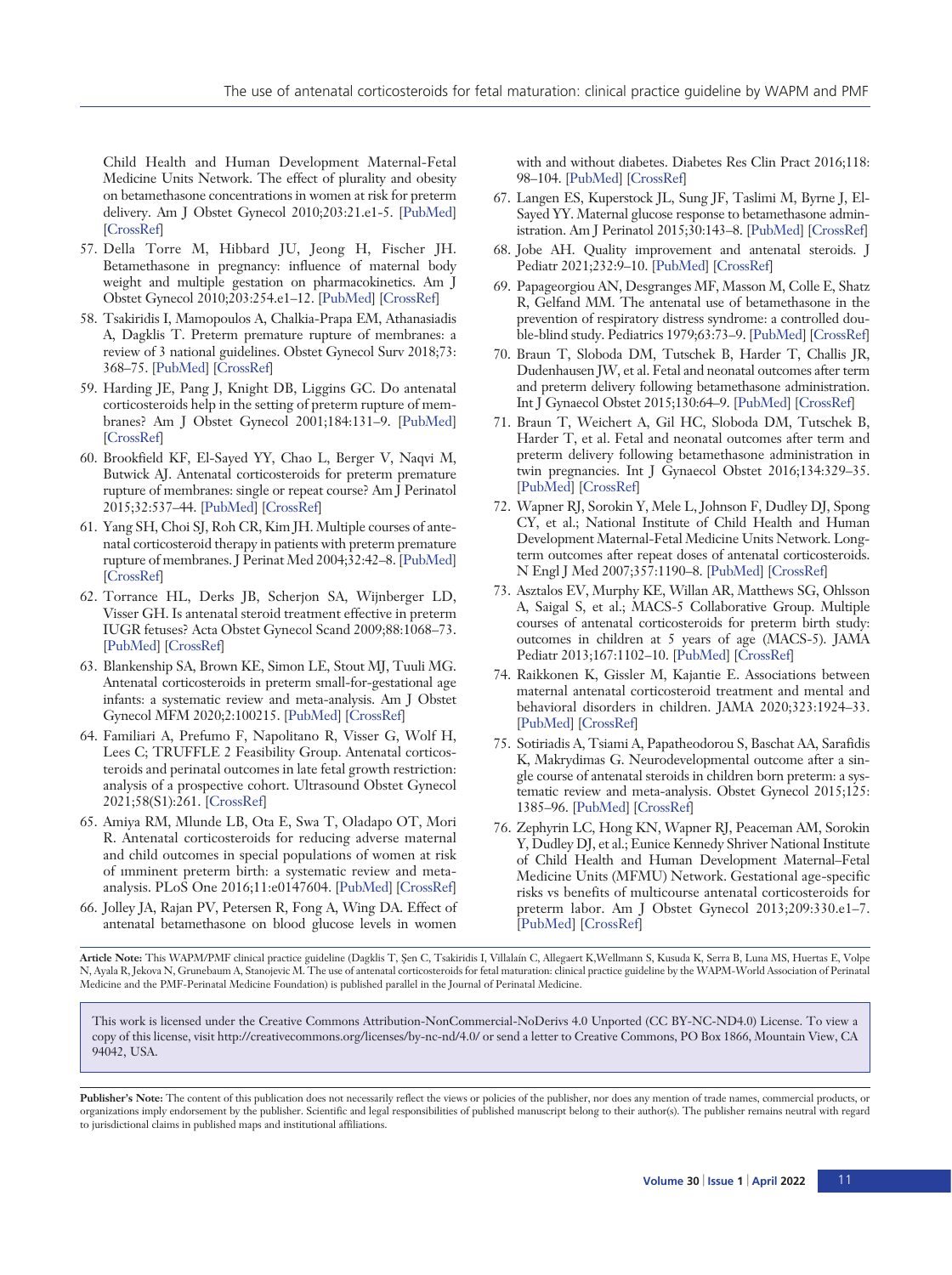Child Health and Human Development Maternal-Fetal Medicine Units Network. The effect of plurality and obesity on betamethasone concentrations in women at risk for preterm delivery. Am J Obstet Gynecol 2010;203:21.e1-5. [PubMed] [CrossRef]

57. Della Torre M, Hibbard JU, Jeong H, Fischer JH. Betamethasone in pregnancy: influence of maternal body weight and multiple gestation on pharmacokinetics. Am J Obstet Gynecol 2010;203:254.e1–12. [PubMed] [CrossRef]
58. Tsakiridis I, Mamopoulos A, Chalkia-Prapa EM, Athanasiadis A, Dagklis T. Preterm premature rupture of membranes: a review of 3 national guidelines. Obstet Gynecol Surv 2018;73:368–75. [PubMed] [CrossRef]
59. Harding JE, Pang J, Knight DB, Liggins GC. Do antenatal corticosteroids help in the setting of preterm rupture of membranes? Am J Obstet Gynecol 2001;184:131–9. [PubMed] [CrossRef]
60. Brookfield KF, El-Sayed YY, Chao L, Berger V, Naqvi M, Butwick AJ. Antenatal corticosteroids for preterm premature rupture of membranes: single or repeat course? Am J Perinatol 2015;32:537–44. [PubMed] [CrossRef]
61. Yang SH, Choi SJ, Roh CR, Kim JH. Multiple courses of antenatal corticosteroid therapy in patients with preterm premature rupture of membranes. J Perinat Med 2004;32:42–8. [PubMed] [CrossRef]
62. Torrance HL, Derks JB, Scherjon SA, Wijnberger LD, Visser GH. Is antenatal steroid treatment effective in preterm IUGR fetuses? Acta Obstet Gynecol Scand 2009;88:1068–73. [PubMed] [CrossRef]
63. Blankenship SA, Brown KE, Simon LE, Stout MJ, Tuuli MG. Antenatal corticosteroids in preterm small-for-gestational age infants: a systematic review and meta-analysis. Am J Obstet Gynecol MFM 2020;2:100215. [PubMed] [CrossRef]
64. Familiari A, Prefumo F, Napolitano R, Visser G, Wolf H, Lees C; TRUFFLE 2 Feasibility Group. Antenatal corticosteroids and perinatal outcomes in late fetal growth restriction: analysis of a prospective cohort. Ultrasound Obstet Gynecol 2021;58(S1):261. [CrossRef]
65. Amiya RM, Mlunde LB, Ota E, Swa T, Oladapo OT, Mori R. Antenatal corticosteroids for reducing adverse maternal and child outcomes in special populations of women at risk of ımminent preterm birth: a systematic review and meta-analysis. PLoS One 2016;11:e0147604. [PubMed] [CrossRef]
66. Jolley JA, Rajan PV, Petersen R, Fong A, Wing DA. Effect of antenatal betamethasone on blood glucose levels in women with and without diabetes. Diabetes Res Clin Pract 2016;118: 98–104. [PubMed] [CrossRef]
67. Langen ES, Kuperstock JL, Sung JF, Taslimi M, Byrne J, El-Sayed YY. Maternal glucose response to betamethasone administration. Am J Perinatol 2015;30:143–8. [PubMed] [CrossRef]
68. Jobe AH. Quality improvement and antenatal steroids. J Pediatr 2021;232:9–10. [PubMed] [CrossRef]
69. Papageorgiou AN, Desgranges MF, Masson M, Colle E, Shatz R, Gelfand MM. The antenatal use of betamethasone in the prevention of respiratory distress syndrome: a controlled double-blind study. Pediatrics 1979;63:73–9. [PubMed] [CrossRef]
70. Braun T, Sloboda DM, Tutschek B, Harder T, Challis JR, Dudenhausen JW, et al. Fetal and neonatal outcomes after term and preterm delivery following betamethasone administration. Int J Gynaecol Obstet 2015;130:64–9. [PubMed] [CrossRef]
71. Braun T, Weichert A, Gil HC, Sloboda DM, Tutschek B, Harder T, et al. Fetal and neonatal outcomes after term and preterm delivery following betamethasone administration in twin pregnancies. Int J Gynaecol Obstet 2016;134:329–35. [PubMed] [CrossRef]
72. Wapner RJ, Sorokin Y, Mele L, Johnson F, Dudley DJ, Spong CY, et al.; National Institute of Child Health and Human Development Maternal-Fetal Medicine Units Network. Long-term outcomes after repeat doses of antenatal corticosteroids. N Engl J Med 2007;357:1190–8. [PubMed] [CrossRef]
73. Asztalos EV, Murphy KE, Willan AR, Matthews SG, Ohlsson A, Saigal S, et al.; MACS-5 Collaborative Group. Multiple courses of antenatal corticosteroids for preterm birth study: outcomes in children at 5 years of age (MACS-5). JAMA Pediatr 2013;167:1102–10. [PubMed] [CrossRef]
74. Raikkonen K, Gissler M, Kajantie E. Associations between maternal antenatal corticosteroid treatment and mental and behavioral disorders in children. JAMA 2020;323:1924–33. [PubMed] [CrossRef]
75. Sotiriadis A, Tsiami A, Papatheodorou S, Baschat AA, Sarafidis K, Makrydimas G. Neurodevelopmental outcome after a single course of antenatal steroids in children born preterm: a systematic review and meta-analysis. Obstet Gynecol 2015;125: 1385–96. [PubMed] [CrossRef]
76. Zephyrin LC, Hong KN, Wapner RJ, Peaceman AM, Sorokin Y, Dudley DJ, et al.; Eunice Kennedy Shriver National Institute of Child Health and Human Development Maternal–Fetal Medicine Units (MFMU) Network. Gestational age-specific risks vs benefits of multicourse antenatal corticosteroids for preterm labor. Am J Obstet Gynecol 2013;209:330.e1–7. [PubMed] [CrossRef]

**Article Note:** This WAPM/PMF clinical practice guideline (Dagklis T, Şen C, Tsakiridis I, Villalaín C, Allegaert K,Wellmann S, Kusuda K, Serra B, Luna MS, Huertas E, Volpe N, Ayala R, Jekova N, Grunebaum A, Stanojevic M. The use of antenatal corticosteroids for fetal maturation: clinical practice guideline by the WAPM-World Association of Perinatal Medicine and the PMF-Perinatal Medicine Foundation) is published parallel in the Journal of Perinatal Medicine.

This work is licensed under the Creative Commons Attribution-NonCommercial-NoDerivs 4.0 Unported (CC BY-NC-ND4.0) License. To view a copy of this license, visit http://creativecommons.org/licenses/by-nc-nd/4.0/ or send a letter to Creative Commons, PO Box 1866, Mountain View, CA 94042, USA.

**Publisher's Note:** The content of this publication does not necessarily reflect the views or policies of the publisher, nor does any mention of trade names, commercial products, or organizations imply endorsement by the publisher. Scientific and legal responsibilities of published manuscript belong to their author(s). The publisher remains neutral with regard to jurisdictional claims in published maps and institutional affiliations.